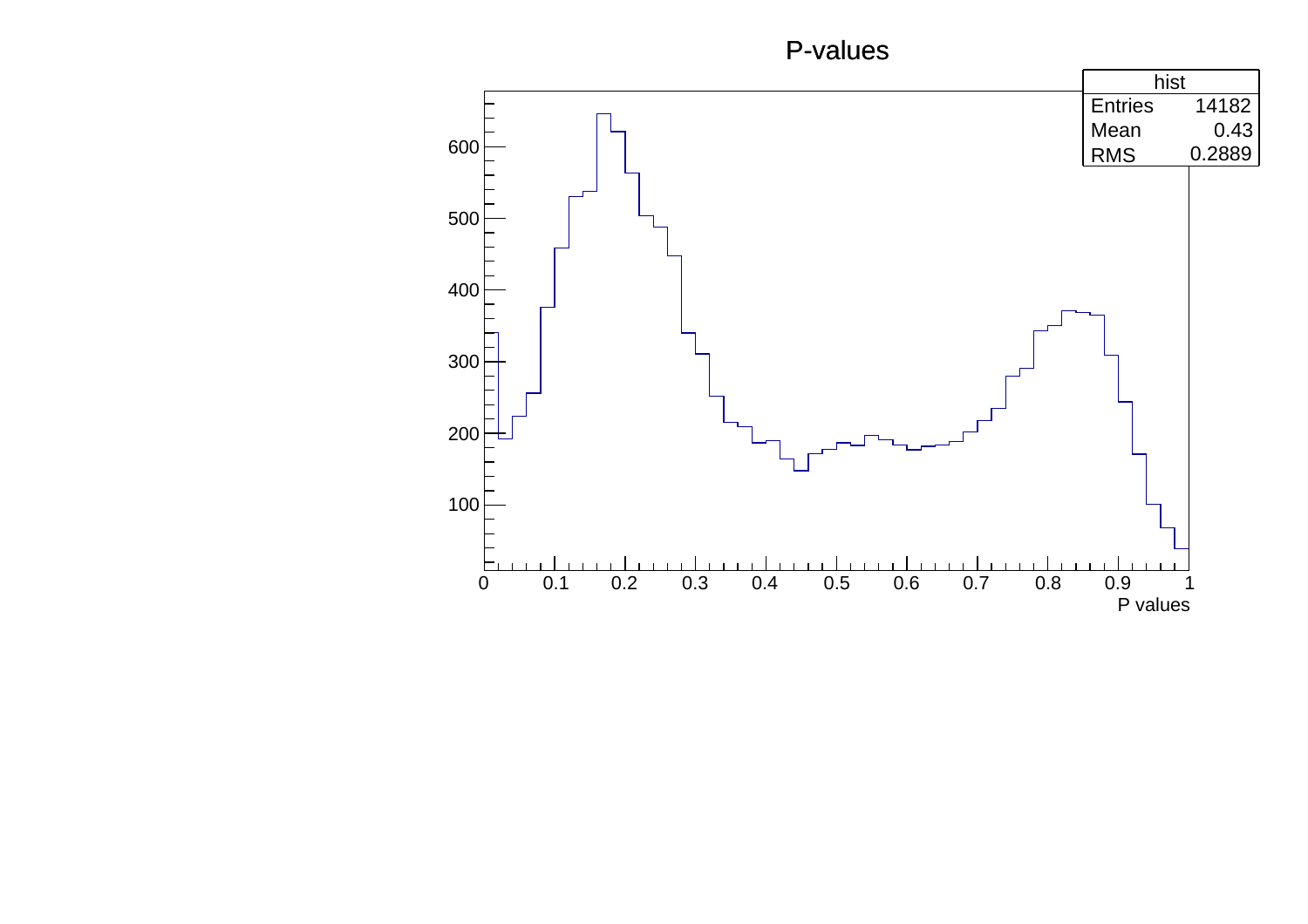# P-values

| hist | |
|---|---|
| Entries | 14182 |
| Mean | 0.43 |
| RMS | 0.2889 |

P values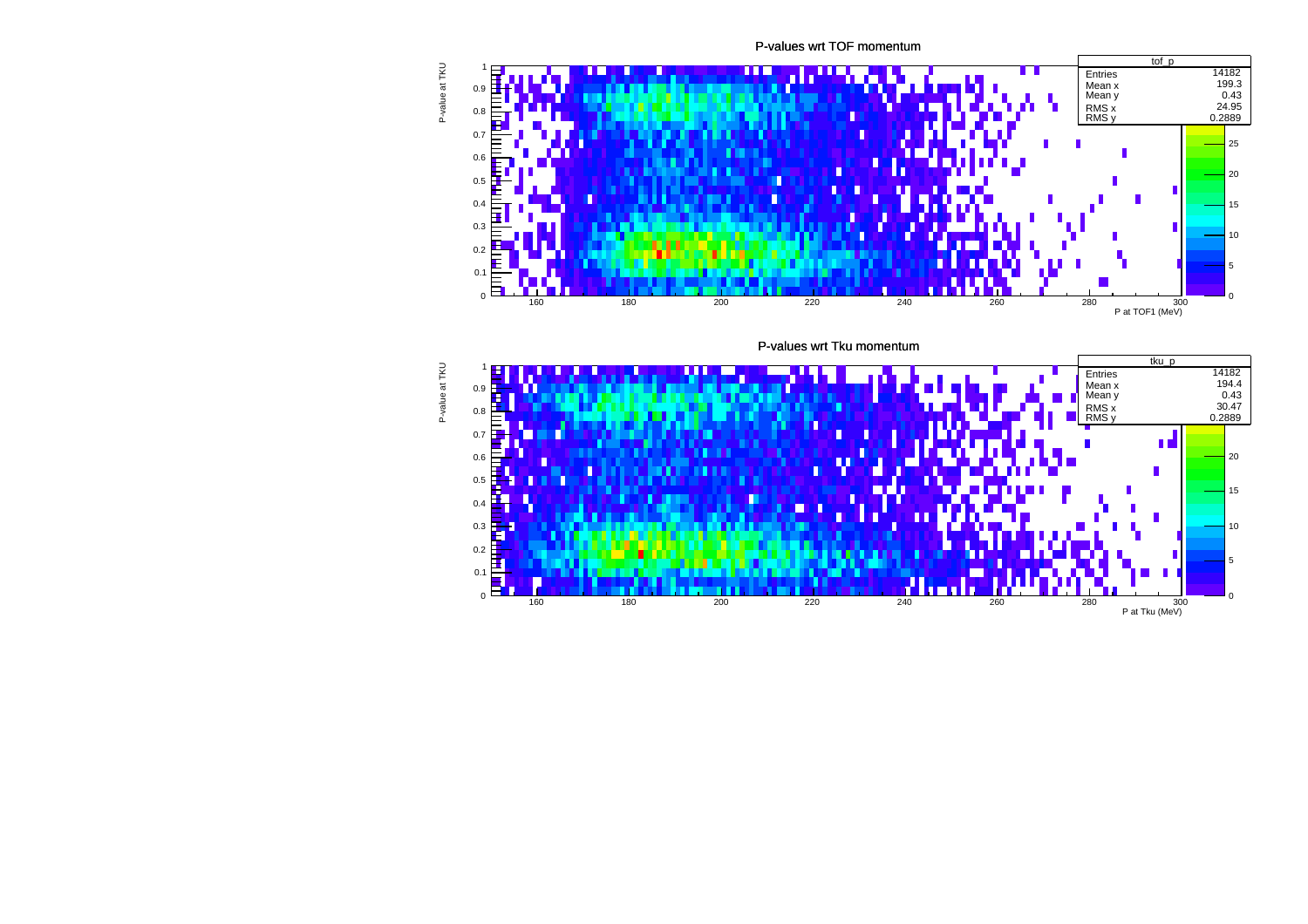P-values wrt TOF momentum

| tof_p | |
|---|---|
| Entries | 14182 |
| Mean x | 199.3 |
| Mean y | 0.43 |
| RMS x | 24.95 |
| RMS y | 0.2889 |

P-value at TKU

P at TOF1 (MeV)

P-values wrt Tku momentum

| tku_p | |
|---|---|
| Entries | 14182 |
| Mean x | 194.4 |
| Mean y | 0.43 |
| RMS x | 30.47 |
| RMS y | 0.2889 |

P-value at TKU

P at Tku (MeV)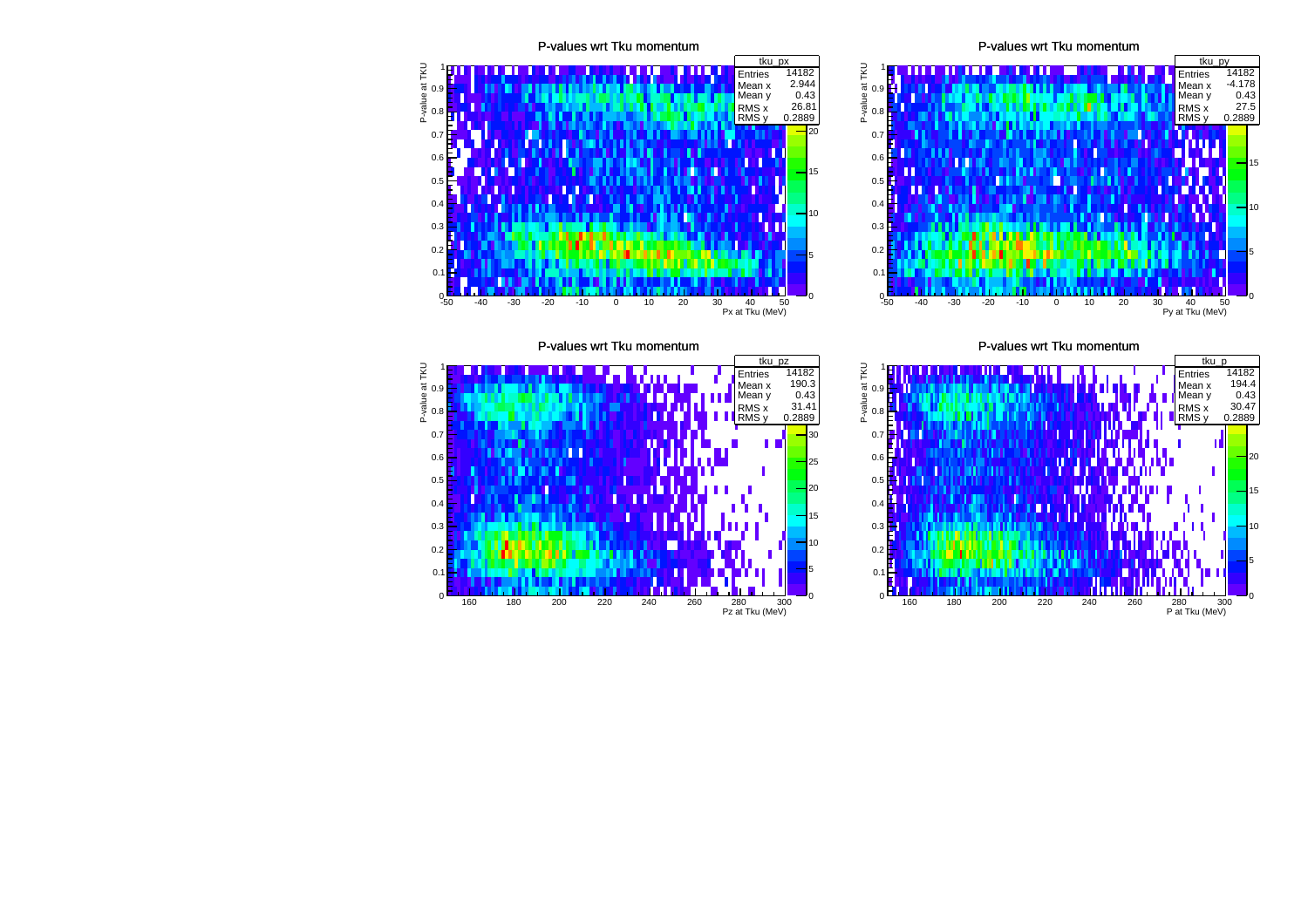## P-values wrt Tku momentum

| tku_px | |
|---|---|
| Entries | 14182 |
| Mean x | 2.944 |
| Mean y | 0.43 |
| RMS x | 26.81 |
| RMS y | 0.2889 |

Px at Tku (MeV)

P-value at TKU

## P-values wrt Tku momentum

| tku_py | |
|---|---|
| Entries | 14182 |
| Mean x | -4.178 |
| Mean y | 0.43 |
| RMS x | 27.5 |
| RMS y | 0.2889 |

Py at Tku (MeV)

P-value at TKU

## P-values wrt Tku momentum

| tku_pz | |
|---|---|
| Entries | 14182 |
| Mean x | 190.3 |
| Mean y | 0.43 |
| RMS x | 31.41 |
| RMS y | 0.2889 |

Pz at Tku (MeV)

P-value at TKU

## P-values wrt Tku momentum

| tku_p | |
|---|---|
| Entries | 14182 |
| Mean x | 194.4 |
| Mean y | 0.43 |
| RMS x | 30.47 |
| RMS y | 0.2889 |

P at Tku (MeV)

P-value at TKU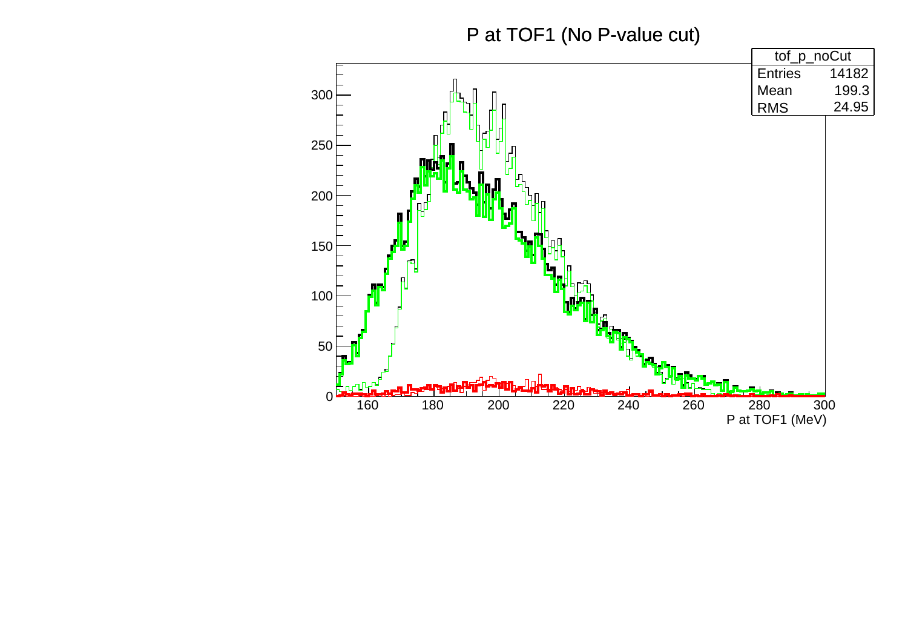# P at TOF1 (No P-value cut)

| tof_p_noCut | |
|---|---|
| Entries | 14182 |
| Mean | 199.3 |
| RMS | 24.95 |

P at TOF1 (MeV)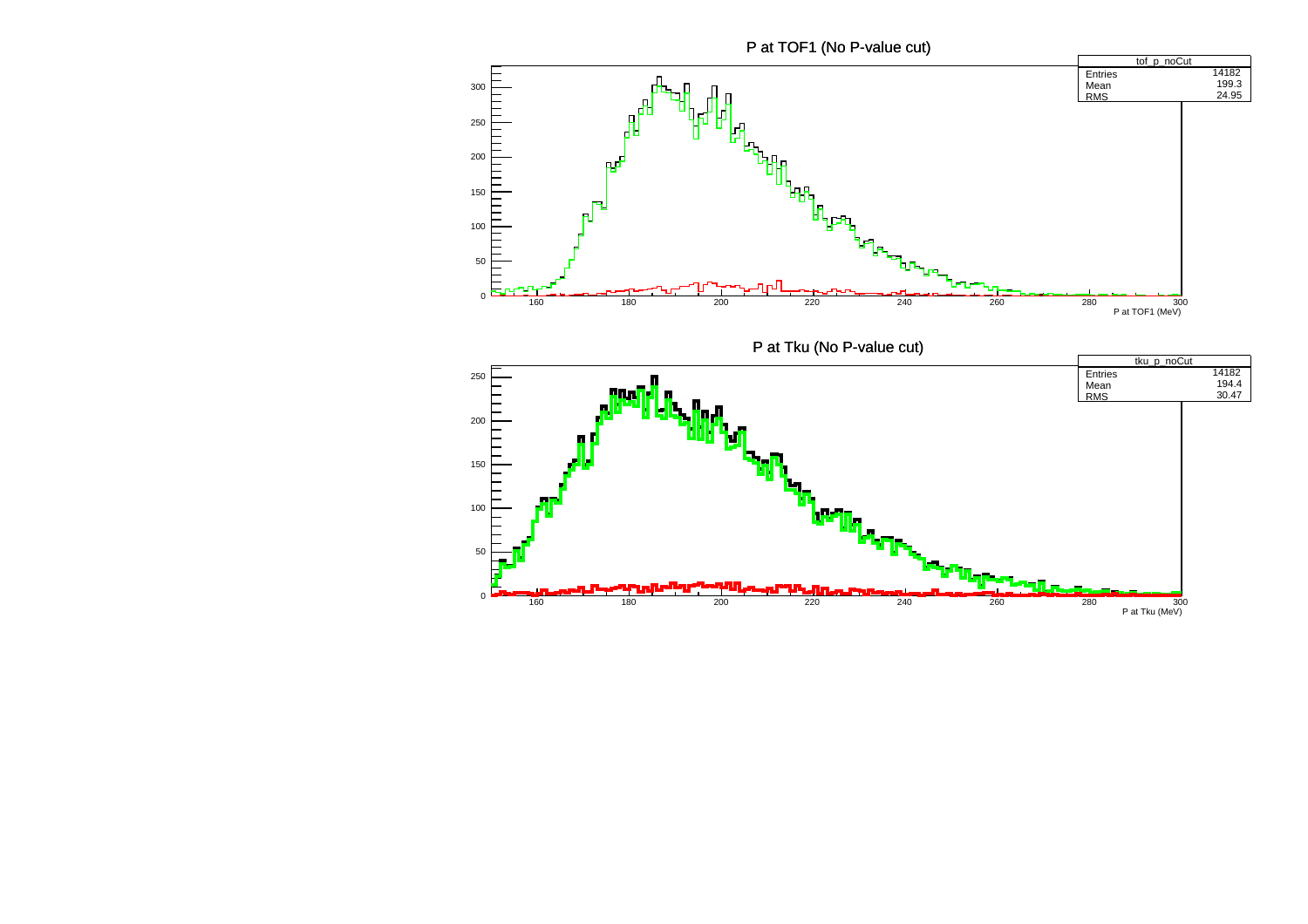P at TOF1 (No P-value cut)

| tof_p_noCut | |
|---|---|
| Entries | 14182 |
| Mean | 199.3 |
| RMS | 24.95 |

P at TOF1 (MeV)

P at Tku (No P-value cut)

| tku_p_noCut | |
|---|---|
| Entries | 14182 |
| Mean | 194.4 |
| RMS | 30.47 |

P at Tku (MeV)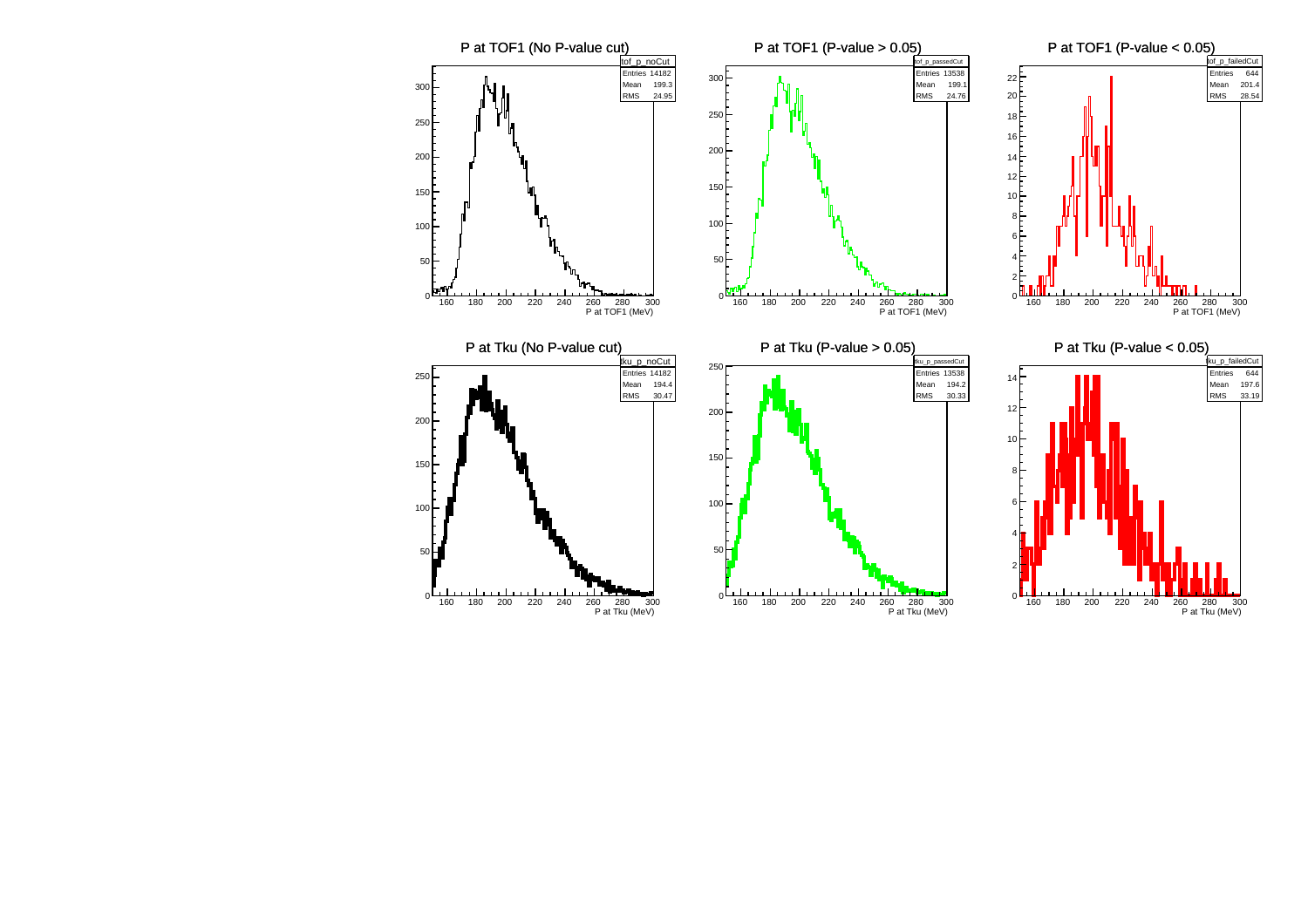P at TOF1 (No P-value cut)

| tof_p_noCut | |
|---|---|
| Entries | 14182 |
| Mean | 199.3 |
| RMS | 24.95 |

P at TOF1 (MeV)

P at TOF1 (P-value > 0.05)

| tof_p_passedCut | |
|---|---|
| Entries | 13538 |
| Mean | 199.1 |
| RMS | 24.76 |

P at TOF1 (MeV)

P at TOF1 (P-value < 0.05)

| tof_p_failedCut | |
|---|---|
| Entries | 644 |
| Mean | 201.4 |
| RMS | 28.54 |

P at TOF1 (MeV)

P at Tku (No P-value cut)

| tku_p_noCut | |
|---|---|
| Entries | 14182 |
| Mean | 194.4 |
| RMS | 30.47 |

P at Tku (MeV)

P at Tku (P-value > 0.05)

| tku_p_passedCut | |
|---|---|
| Entries | 13538 |
| Mean | 194.2 |
| RMS | 30.33 |

P at Tku (MeV)

P at Tku (P-value < 0.05)

| tku_p_failedCut | |
|---|---|
| Entries | 644 |
| Mean | 197.6 |
| RMS | 33.19 |

P at Tku (MeV)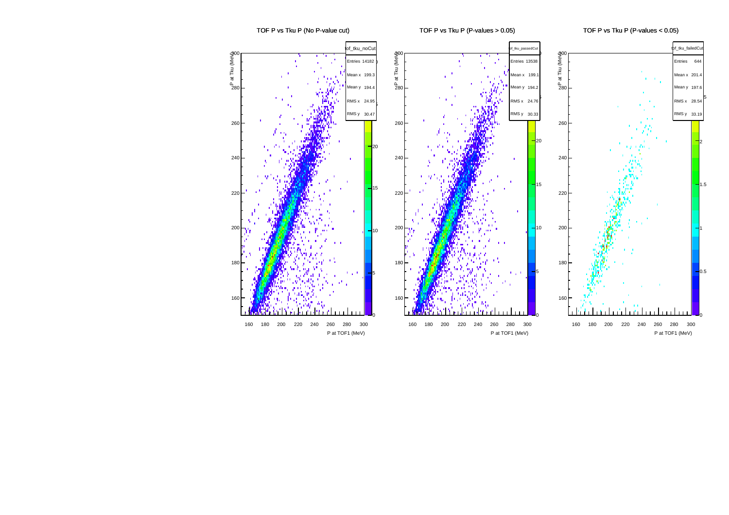TOF P vs Tku P (No P-value cut)

tof_tku_noCut

Entries 14182

Mean x 199.3

Mean y 194.4

RMS x 24.95

RMS y 30.47

P at Tku (MeV)

P at TOF1 (MeV)

TOF P vs Tku P (P-values > 0.05)

tof_tku_passedCut

Entries 13538

Mean x 199.1

Mean y 194.2

RMS x 24.76

RMS y 30.33

P at Tku (MeV)

P at TOF1 (MeV)

TOF P vs Tku P (P-values < 0.05)

tof_tku_failedCut

Entries 644

Mean x 201.4

Mean y 197.6

RMS x 28.54

RMS y 33.19

P at Tku (MeV)

P at TOF1 (MeV)